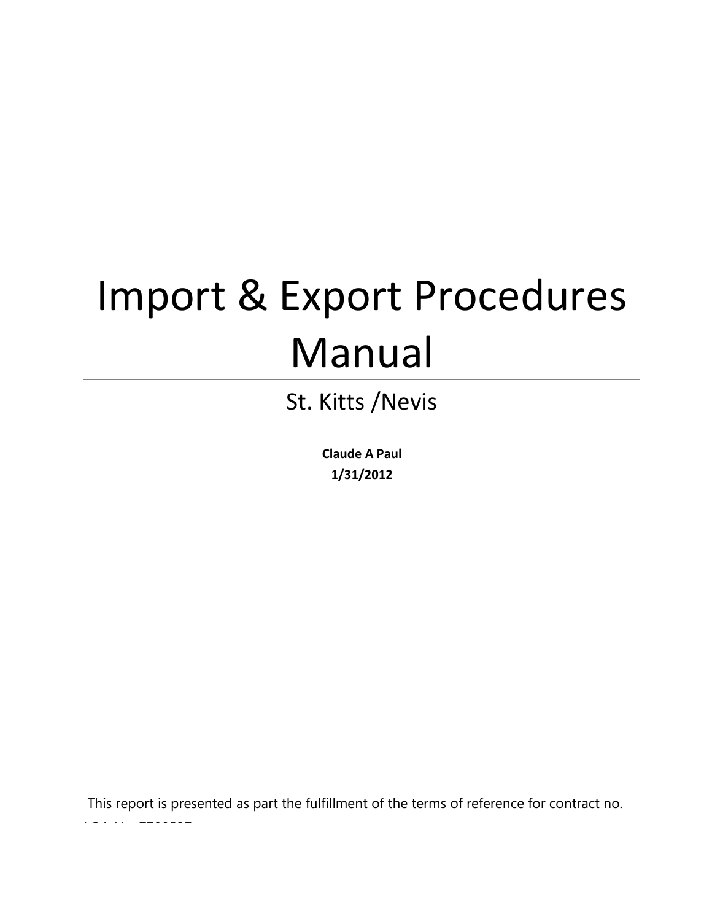# Import & Export Procedures Manual

## St. Kitts /Nevis

**Claude A Paul**

**1/31/2012**

This report is presented as part the fulfillment of the terms of reference for contract no. LCA No. 7700527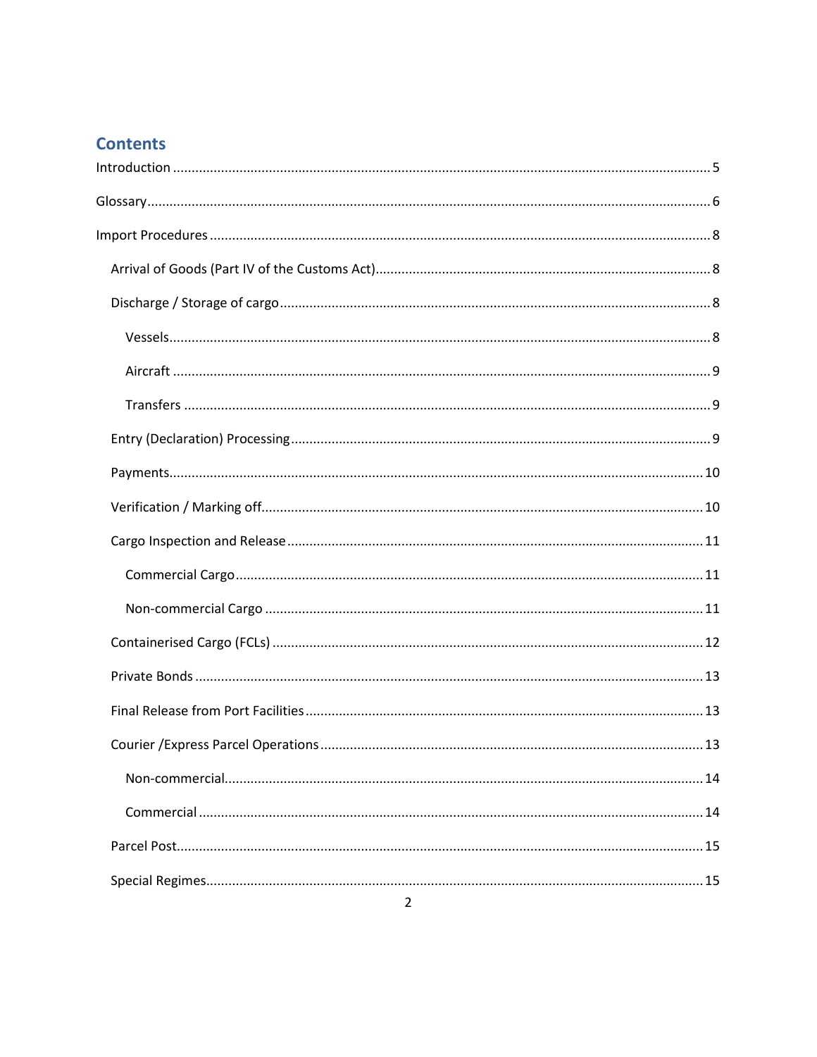## Contents

Introduction ..... 5

Glossary ..... 6

Import Procedures ..... 8

- Arrival of Goods (Part IV of the Customs Act) ..... 8
- Discharge / Storage of cargo ..... 8
  - Vessels ..... 8
  - Aircraft ..... 9
  - Transfers ..... 9
- Entry (Declaration) Processing ..... 9
- Payments ..... 10
- Verification / Marking off ..... 10
- Cargo Inspection and Release ..... 11
  - Commercial Cargo ..... 11
  - Non-commercial Cargo ..... 11
- Containerised Cargo (FCLs) ..... 12
- Private Bonds ..... 13
- Final Release from Port Facilities ..... 13
- Courier /Express Parcel Operations ..... 13
  - Non-commercial ..... 14
  - Commercial ..... 14
- Parcel Post ..... 15
- Special Regimes ..... 15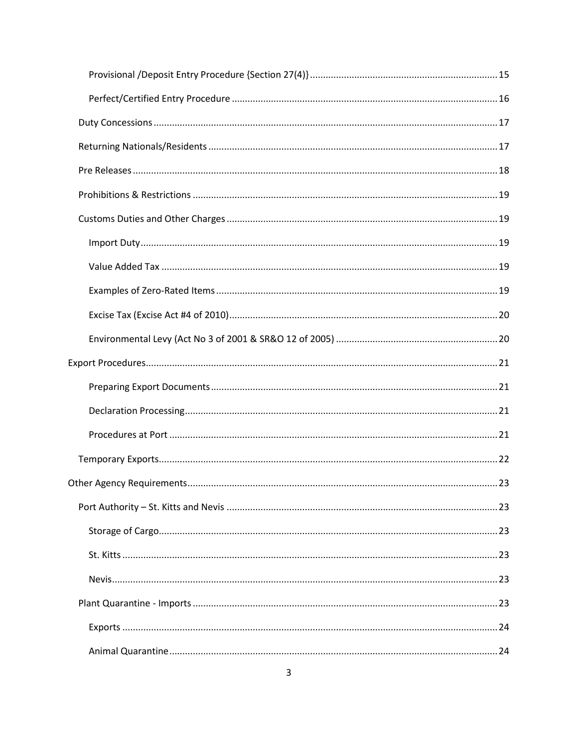- Provisional /Deposit Entry Procedure {Section 27(4)} ........ 15
- Perfect/Certified Entry Procedure ........ 16
- Duty Concessions ........ 17
- Returning Nationals/Residents ........ 17
- Pre Releases ........ 18
- Prohibitions & Restrictions ........ 19
- Customs Duties and Other Charges ........ 19
  - Import Duty ........ 19
  - Value Added Tax ........ 19
  - Examples of Zero-Rated Items ........ 19
  - Excise Tax (Excise Act #4 of 2010) ........ 20
  - Environmental Levy (Act No 3 of 2001 & SR&O 12 of 2005) ........ 20

Export Procedures ........ 21

- Preparing Export Documents ........ 21
- Declaration Processing ........ 21
- Procedures at Port ........ 21
- Temporary Exports ........ 22

Other Agency Requirements ........ 23

- Port Authority – St. Kitts and Nevis ........ 23
  - Storage of Cargo ........ 23
  - St. Kitts ........ 23
  - Nevis ........ 23
- Plant Quarantine - Imports ........ 23
  - Exports ........ 24
  - Animal Quarantine ........ 24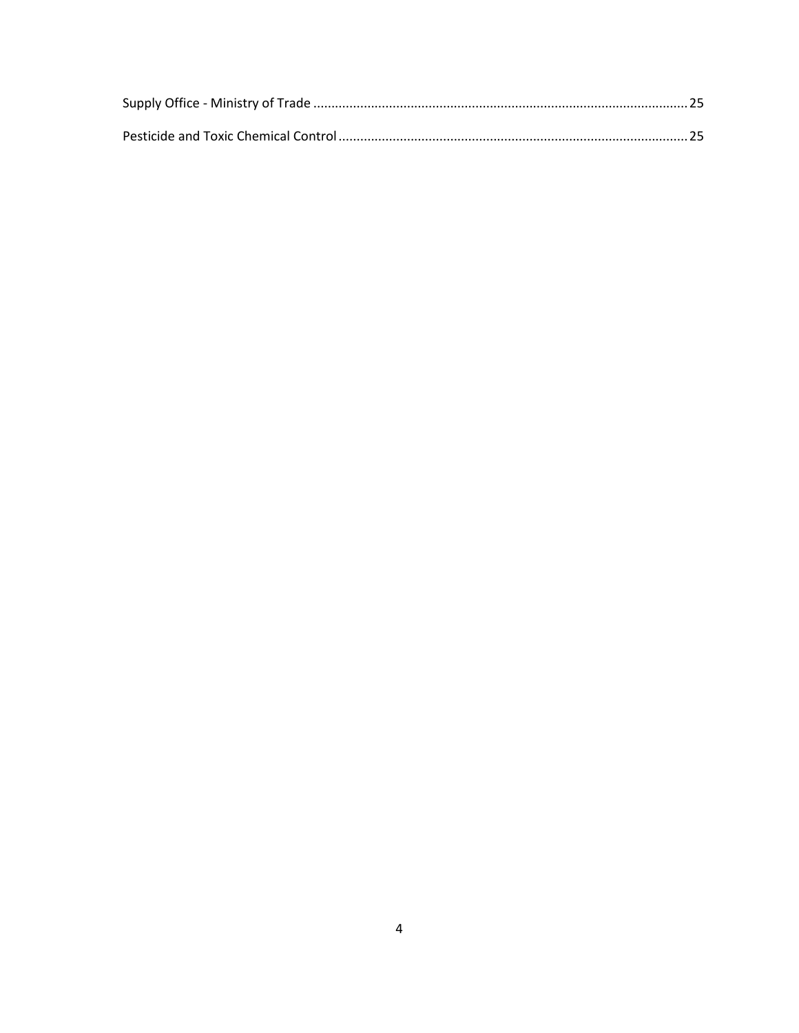Supply Office - Ministry of Trade ........................................................................................................ 25

Pesticide and Toxic Chemical Control ................................................................................................ 25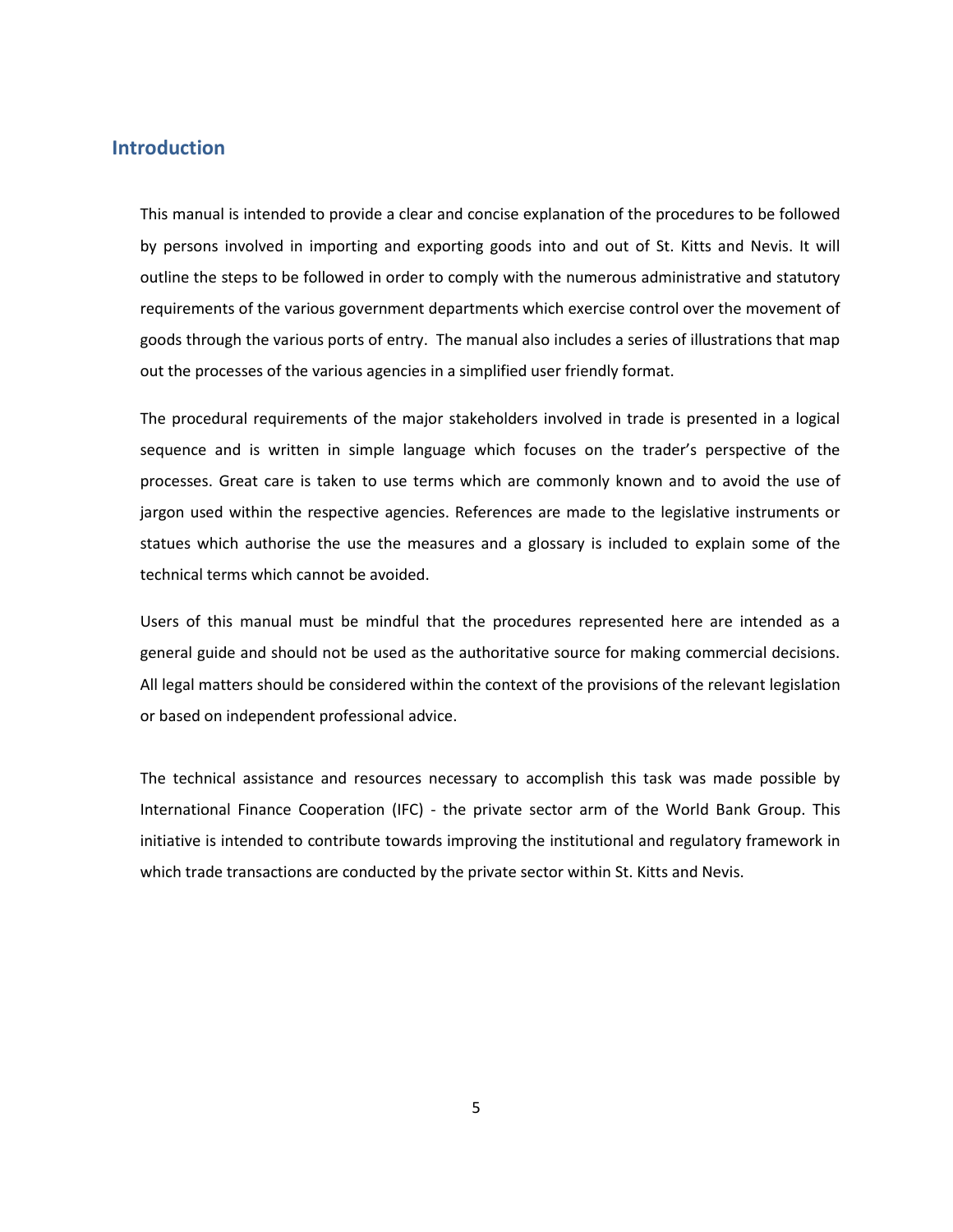## Introduction

This manual is intended to provide a clear and concise explanation of the procedures to be followed by persons involved in importing and exporting goods into and out of St. Kitts and Nevis. It will outline the steps to be followed in order to comply with the numerous administrative and statutory requirements of the various government departments which exercise control over the movement of goods through the various ports of entry. The manual also includes a series of illustrations that map out the processes of the various agencies in a simplified user friendly format.

The procedural requirements of the major stakeholders involved in trade is presented in a logical sequence and is written in simple language which focuses on the trader's perspective of the processes. Great care is taken to use terms which are commonly known and to avoid the use of jargon used within the respective agencies. References are made to the legislative instruments or statues which authorise the use the measures and a glossary is included to explain some of the technical terms which cannot be avoided.

Users of this manual must be mindful that the procedures represented here are intended as a general guide and should not be used as the authoritative source for making commercial decisions. All legal matters should be considered within the context of the provisions of the relevant legislation or based on independent professional advice.

The technical assistance and resources necessary to accomplish this task was made possible by International Finance Cooperation (IFC) - the private sector arm of the World Bank Group. This initiative is intended to contribute towards improving the institutional and regulatory framework in which trade transactions are conducted by the private sector within St. Kitts and Nevis.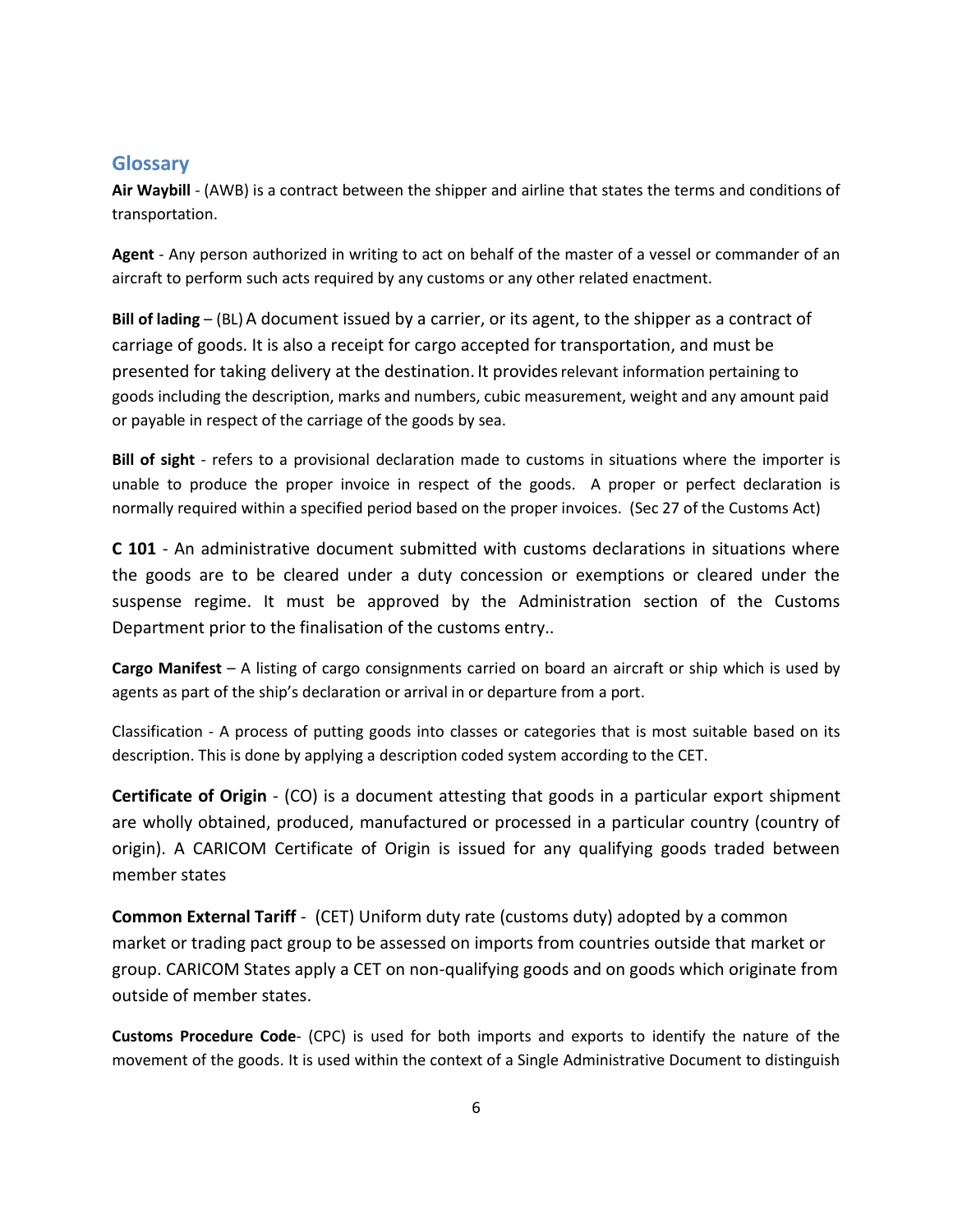## Glossary

**Air Waybill** - (AWB) is a contract between the shipper and airline that states the terms and conditions of transportation.

**Agent** - Any person authorized in writing to act on behalf of the master of a vessel or commander of an aircraft to perform such acts required by any customs or any other related enactment.

**Bill of lading** – (BL) A document issued by a carrier, or its agent, to the shipper as a contract of carriage of goods. It is also a receipt for cargo accepted for transportation, and must be presented for taking delivery at the destination. It provides relevant information pertaining to goods including the description, marks and numbers, cubic measurement, weight and any amount paid or payable in respect of the carriage of the goods by sea.

**Bill of sight** - refers to a provisional declaration made to customs in situations where the importer is unable to produce the proper invoice in respect of the goods. A proper or perfect declaration is normally required within a specified period based on the proper invoices. (Sec 27 of the Customs Act)

**C 101** - An administrative document submitted with customs declarations in situations where the goods are to be cleared under a duty concession or exemptions or cleared under the suspense regime. It must be approved by the Administration section of the Customs Department prior to the finalisation of the customs entry..

**Cargo Manifest** – A listing of cargo consignments carried on board an aircraft or ship which is used by agents as part of the ship's declaration or arrival in or departure from a port.

Classification - A process of putting goods into classes or categories that is most suitable based on its description. This is done by applying a description coded system according to the CET.

**Certificate of Origin** - (CO) is a document attesting that goods in a particular export shipment are wholly obtained, produced, manufactured or processed in a particular country (country of origin). A CARICOM Certificate of Origin is issued for any qualifying goods traded between member states

**Common External Tariff** - (CET) Uniform duty rate (customs duty) adopted by a common market or trading pact group to be assessed on imports from countries outside that market or group. CARICOM States apply a CET on non-qualifying goods and on goods which originate from outside of member states.

**Customs Procedure Code**- (CPC) is used for both imports and exports to identify the nature of the movement of the goods. It is used within the context of a Single Administrative Document to distinguish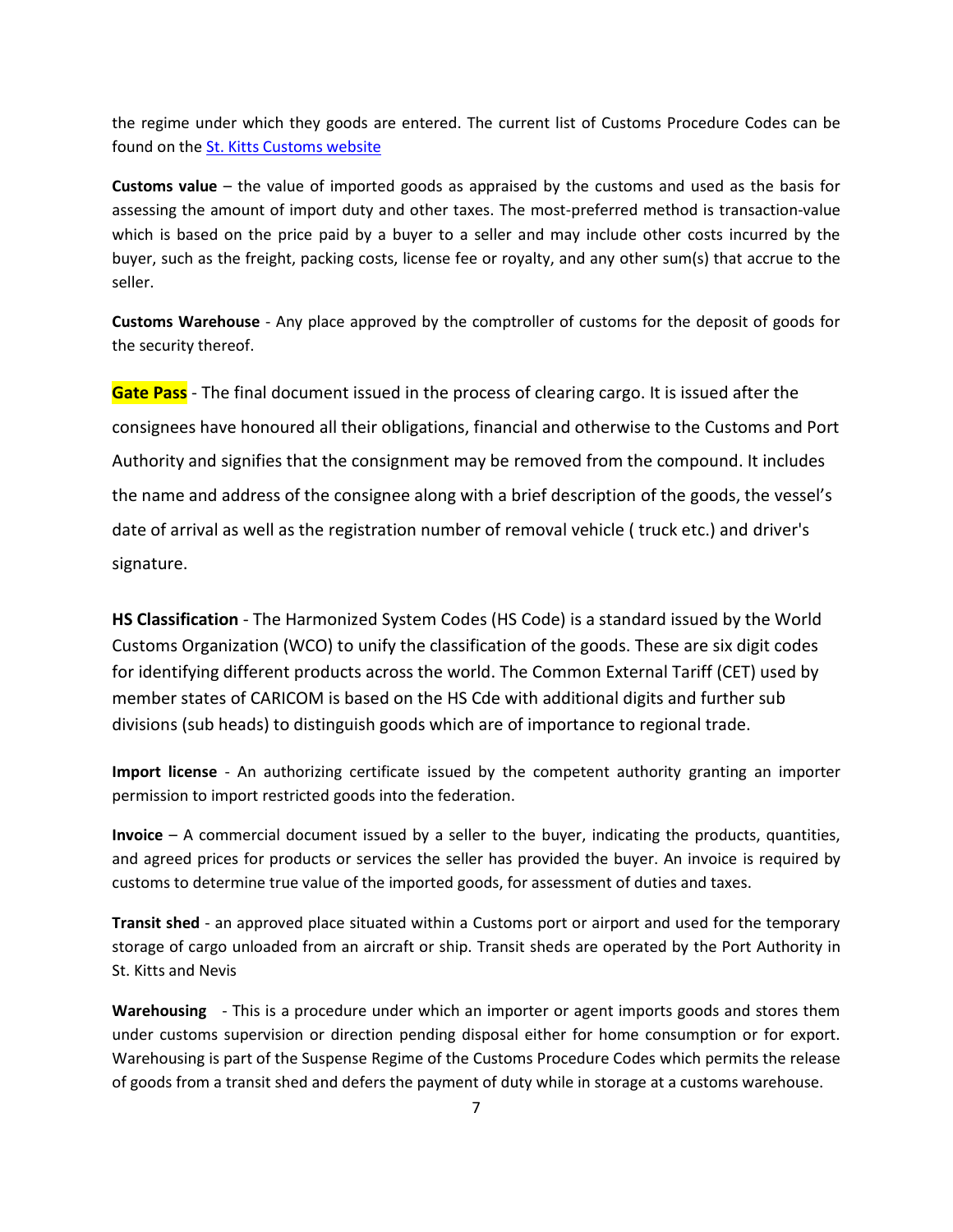the regime under which they goods are entered. The current list of Customs Procedure Codes can be found on the St. Kitts Customs website

**Customs value** – the value of imported goods as appraised by the customs and used as the basis for assessing the amount of import duty and other taxes. The most-preferred method is transaction-value which is based on the price paid by a buyer to a seller and may include other costs incurred by the buyer, such as the freight, packing costs, license fee or royalty, and any other sum(s) that accrue to the seller.

**Customs Warehouse** - Any place approved by the comptroller of customs for the deposit of goods for the security thereof.

**Gate Pass** - The final document issued in the process of clearing cargo. It is issued after the consignees have honoured all their obligations, financial and otherwise to the Customs and Port Authority and signifies that the consignment may be removed from the compound. It includes the name and address of the consignee along with a brief description of the goods, the vessel's date of arrival as well as the registration number of removal vehicle ( truck etc.) and driver's signature.

**HS Classification** - The Harmonized System Codes (HS Code) is a standard issued by the World Customs Organization (WCO) to unify the classification of the goods. These are six digit codes for identifying different products across the world. The Common External Tariff (CET) used by member states of CARICOM is based on the HS Cde with additional digits and further sub divisions (sub heads) to distinguish goods which are of importance to regional trade.

**Import license** - An authorizing certificate issued by the competent authority granting an importer permission to import restricted goods into the federation.

**Invoice** – A commercial document issued by a seller to the buyer, indicating the products, quantities, and agreed prices for products or services the seller has provided the buyer. An invoice is required by customs to determine true value of the imported goods, for assessment of duties and taxes.

**Transit shed** - an approved place situated within a Customs port or airport and used for the temporary storage of cargo unloaded from an aircraft or ship. Transit sheds are operated by the Port Authority in St. Kitts and Nevis

**Warehousing** - This is a procedure under which an importer or agent imports goods and stores them under customs supervision or direction pending disposal either for home consumption or for export. Warehousing is part of the Suspense Regime of the Customs Procedure Codes which permits the release of goods from a transit shed and defers the payment of duty while in storage at a customs warehouse.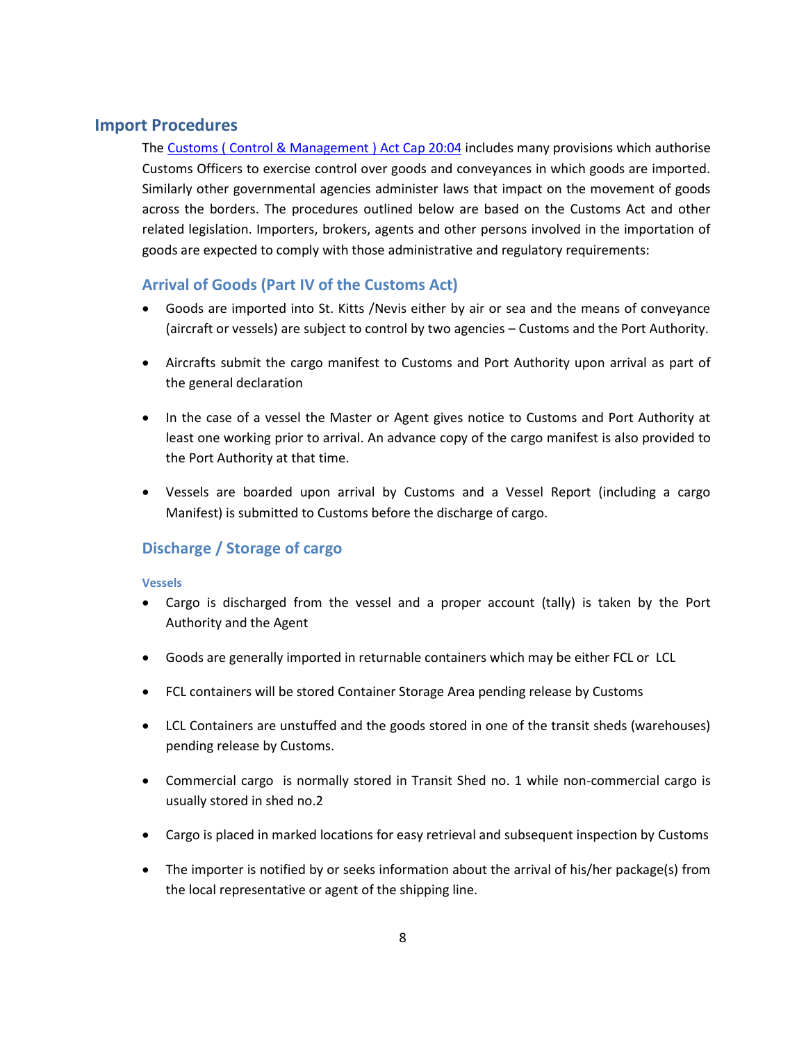## Import Procedures

The Customs ( Control & Management ) Act Cap 20:04 includes many provisions which authorise Customs Officers to exercise control over goods and conveyances in which goods are imported. Similarly other governmental agencies administer laws that impact on the movement of goods across the borders. The procedures outlined below are based on the Customs Act and other related legislation. Importers, brokers, agents and other persons involved in the importation of goods are expected to comply with those administrative and regulatory requirements:

### Arrival of Goods (Part IV of the Customs Act)

- Goods are imported into St. Kitts /Nevis either by air or sea and the means of conveyance (aircraft or vessels) are subject to control by two agencies – Customs and the Port Authority.
- Aircrafts submit the cargo manifest to Customs and Port Authority upon arrival as part of the general declaration
- In the case of a vessel the Master or Agent gives notice to Customs and Port Authority at least one working prior to arrival. An advance copy of the cargo manifest is also provided to the Port Authority at that time.
- Vessels are boarded upon arrival by Customs and a Vessel Report (including a cargo Manifest) is submitted to Customs before the discharge of cargo.

### Discharge / Storage of cargo

#### Vessels

- Cargo is discharged from the vessel and a proper account (tally) is taken by the Port Authority and the Agent
- Goods are generally imported in returnable containers which may be either FCL or LCL
- FCL containers will be stored Container Storage Area pending release by Customs
- LCL Containers are unstuffed and the goods stored in one of the transit sheds (warehouses) pending release by Customs.
- Commercial cargo is normally stored in Transit Shed no. 1 while non-commercial cargo is usually stored in shed no.2
- Cargo is placed in marked locations for easy retrieval and subsequent inspection by Customs
- The importer is notified by or seeks information about the arrival of his/her package(s) from the local representative or agent of the shipping line.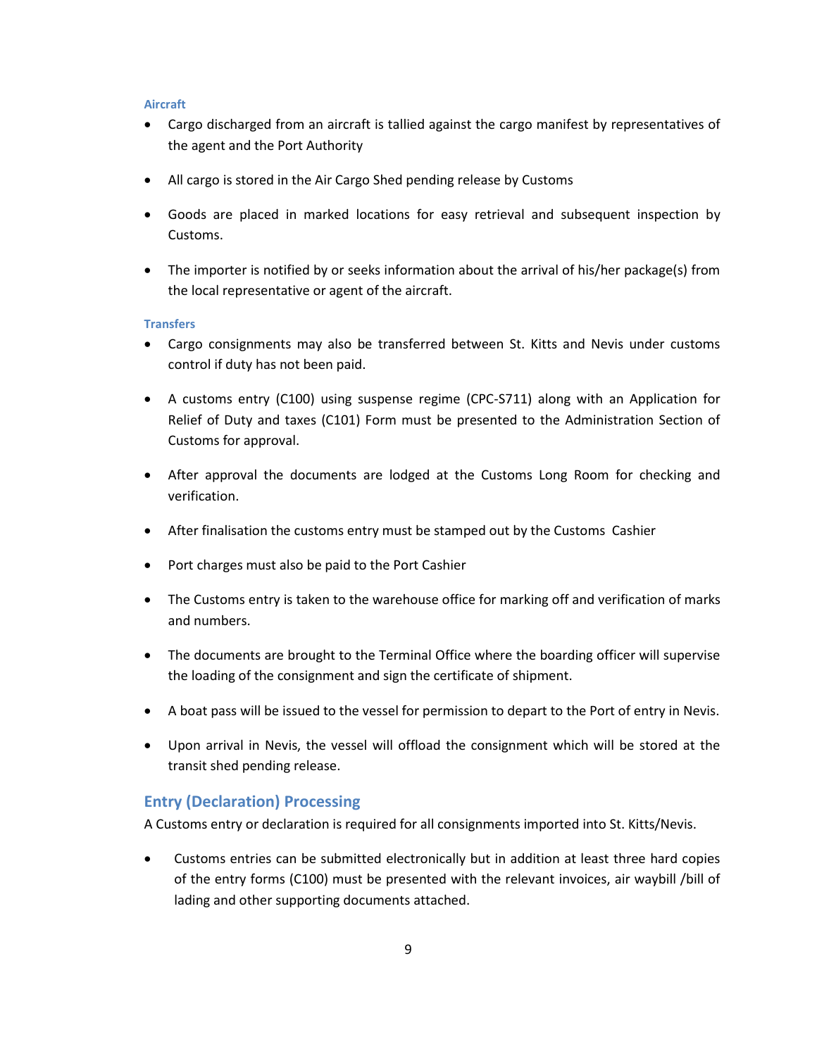#### Aircraft

- Cargo discharged from an aircraft is tallied against the cargo manifest by representatives of the agent and the Port Authority
- All cargo is stored in the Air Cargo Shed pending release by Customs
- Goods are placed in marked locations for easy retrieval and subsequent inspection by Customs.
- The importer is notified by or seeks information about the arrival of his/her package(s) from the local representative or agent of the aircraft.

#### Transfers

- Cargo consignments may also be transferred between St. Kitts and Nevis under customs control if duty has not been paid.
- A customs entry (C100) using suspense regime (CPC-S711) along with an Application for Relief of Duty and taxes (C101) Form must be presented to the Administration Section of Customs for approval.
- After approval the documents are lodged at the Customs Long Room for checking and verification.
- After finalisation the customs entry must be stamped out by the Customs Cashier
- Port charges must also be paid to the Port Cashier
- The Customs entry is taken to the warehouse office for marking off and verification of marks and numbers.
- The documents are brought to the Terminal Office where the boarding officer will supervise the loading of the consignment and sign the certificate of shipment.
- A boat pass will be issued to the vessel for permission to depart to the Port of entry in Nevis.
- Upon arrival in Nevis, the vessel will offload the consignment which will be stored at the transit shed pending release.

### Entry (Declaration) Processing

A Customs entry or declaration is required for all consignments imported into St. Kitts/Nevis.

- Customs entries can be submitted electronically but in addition at least three hard copies of the entry forms (C100) must be presented with the relevant invoices, air waybill /bill of lading and other supporting documents attached.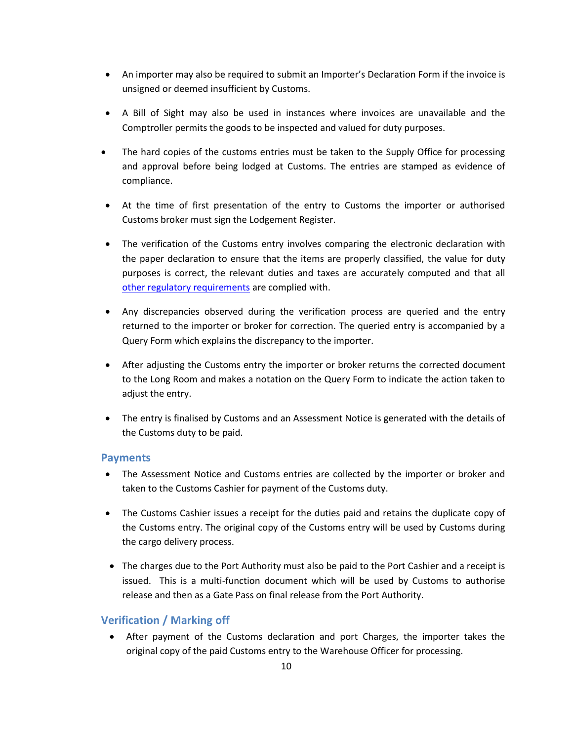- An importer may also be required to submit an Importer's Declaration Form if the invoice is unsigned or deemed insufficient by Customs.
- A Bill of Sight may also be used in instances where invoices are unavailable and the Comptroller permits the goods to be inspected and valued for duty purposes.
- The hard copies of the customs entries must be taken to the Supply Office for processing and approval before being lodged at Customs. The entries are stamped as evidence of compliance.
- At the time of first presentation of the entry to Customs the importer or authorised Customs broker must sign the Lodgement Register.
- The verification of the Customs entry involves comparing the electronic declaration with the paper declaration to ensure that the items are properly classified, the value for duty purposes is correct, the relevant duties and taxes are accurately computed and that all other regulatory requirements are complied with.
- Any discrepancies observed during the verification process are queried and the entry returned to the importer or broker for correction. The queried entry is accompanied by a Query Form which explains the discrepancy to the importer.
- After adjusting the Customs entry the importer or broker returns the corrected document to the Long Room and makes a notation on the Query Form to indicate the action taken to adjust the entry.
- The entry is finalised by Customs and an Assessment Notice is generated with the details of the Customs duty to be paid.

## Payments

- The Assessment Notice and Customs entries are collected by the importer or broker and taken to the Customs Cashier for payment of the Customs duty.
- The Customs Cashier issues a receipt for the duties paid and retains the duplicate copy of the Customs entry. The original copy of the Customs entry will be used by Customs during the cargo delivery process.
- The charges due to the Port Authority must also be paid to the Port Cashier and a receipt is issued. This is a multi-function document which will be used by Customs to authorise release and then as a Gate Pass on final release from the Port Authority.

## Verification / Marking off

- After payment of the Customs declaration and port Charges, the importer takes the original copy of the paid Customs entry to the Warehouse Officer for processing.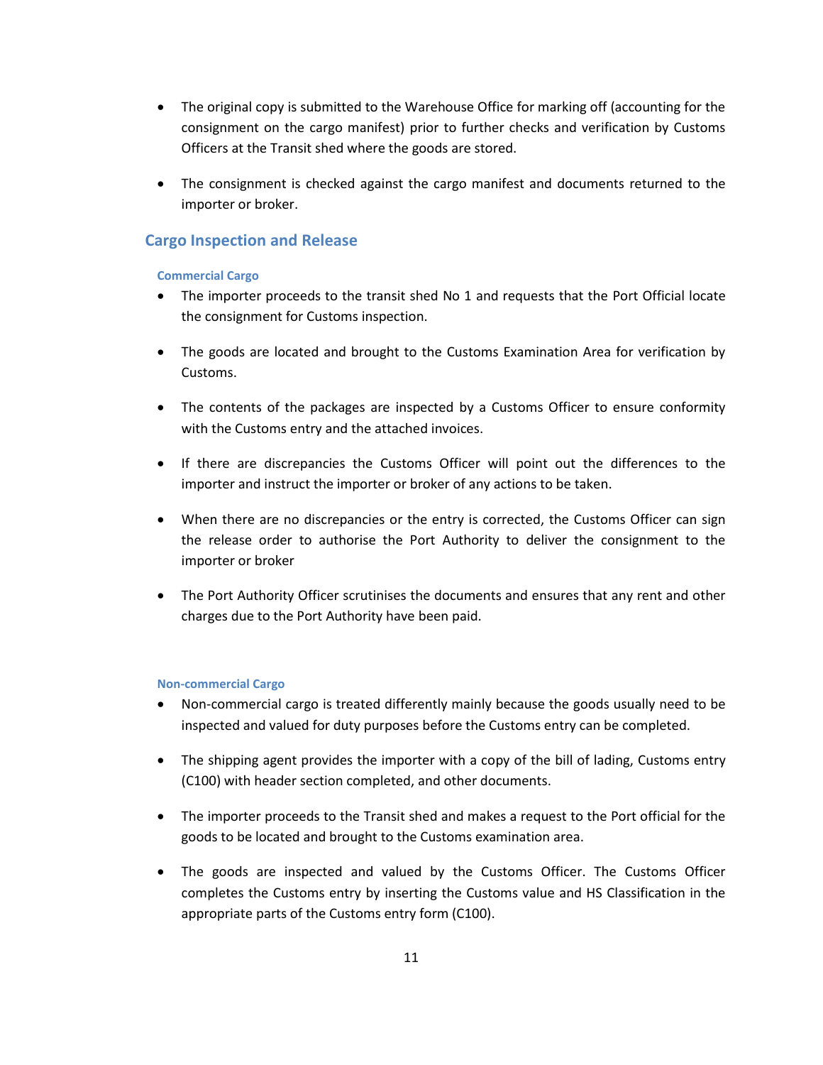- The original copy is submitted to the Warehouse Office for marking off (accounting for the consignment on the cargo manifest) prior to further checks and verification by Customs Officers at the Transit shed where the goods are stored.

- The consignment is checked against the cargo manifest and documents returned to the importer or broker.

## Cargo Inspection and Release

### Commercial Cargo

- The importer proceeds to the transit shed No 1 and requests that the Port Official locate the consignment for Customs inspection.

- The goods are located and brought to the Customs Examination Area for verification by Customs.

- The contents of the packages are inspected by a Customs Officer to ensure conformity with the Customs entry and the attached invoices.

- If there are discrepancies the Customs Officer will point out the differences to the importer and instruct the importer or broker of any actions to be taken.

- When there are no discrepancies or the entry is corrected, the Customs Officer can sign the release order to authorise the Port Authority to deliver the consignment to the importer or broker

- The Port Authority Officer scrutinises the documents and ensures that any rent and other charges due to the Port Authority have been paid.

### Non-commercial Cargo

- Non-commercial cargo is treated differently mainly because the goods usually need to be inspected and valued for duty purposes before the Customs entry can be completed.

- The shipping agent provides the importer with a copy of the bill of lading, Customs entry (C100) with header section completed, and other documents.

- The importer proceeds to the Transit shed and makes a request to the Port official for the goods to be located and brought to the Customs examination area.

- The goods are inspected and valued by the Customs Officer. The Customs Officer completes the Customs entry by inserting the Customs value and HS Classification in the appropriate parts of the Customs entry form (C100).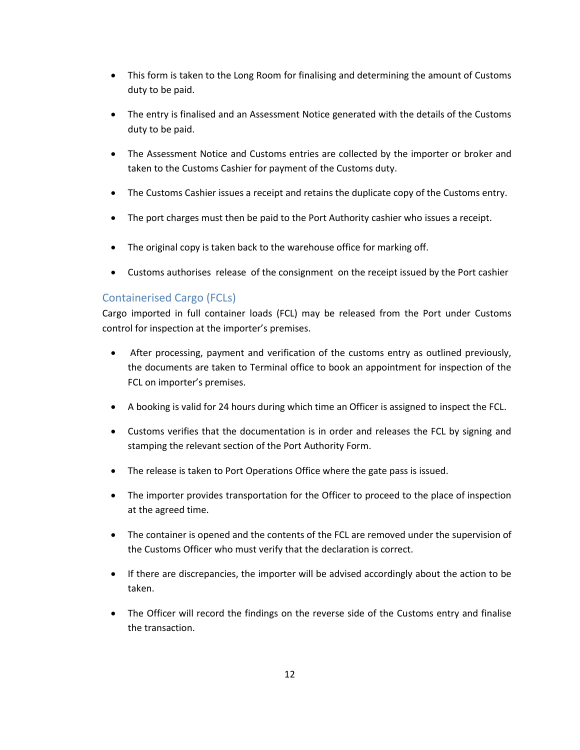- This form is taken to the Long Room for finalising and determining the amount of Customs duty to be paid.
- The entry is finalised and an Assessment Notice generated with the details of the Customs duty to be paid.
- The Assessment Notice and Customs entries are collected by the importer or broker and taken to the Customs Cashier for payment of the Customs duty.
- The Customs Cashier issues a receipt and retains the duplicate copy of the Customs entry.
- The port charges must then be paid to the Port Authority cashier who issues a receipt.
- The original copy is taken back to the warehouse office for marking off.
- Customs authorises release of the consignment on the receipt issued by the Port cashier

## Containerised Cargo (FCLs)

Cargo imported in full container loads (FCL) may be released from the Port under Customs control for inspection at the importer's premises.

- After processing, payment and verification of the customs entry as outlined previously, the documents are taken to Terminal office to book an appointment for inspection of the FCL on importer's premises.
- A booking is valid for 24 hours during which time an Officer is assigned to inspect the FCL.
- Customs verifies that the documentation is in order and releases the FCL by signing and stamping the relevant section of the Port Authority Form.
- The release is taken to Port Operations Office where the gate pass is issued.
- The importer provides transportation for the Officer to proceed to the place of inspection at the agreed time.
- The container is opened and the contents of the FCL are removed under the supervision of the Customs Officer who must verify that the declaration is correct.
- If there are discrepancies, the importer will be advised accordingly about the action to be taken.
- The Officer will record the findings on the reverse side of the Customs entry and finalise the transaction.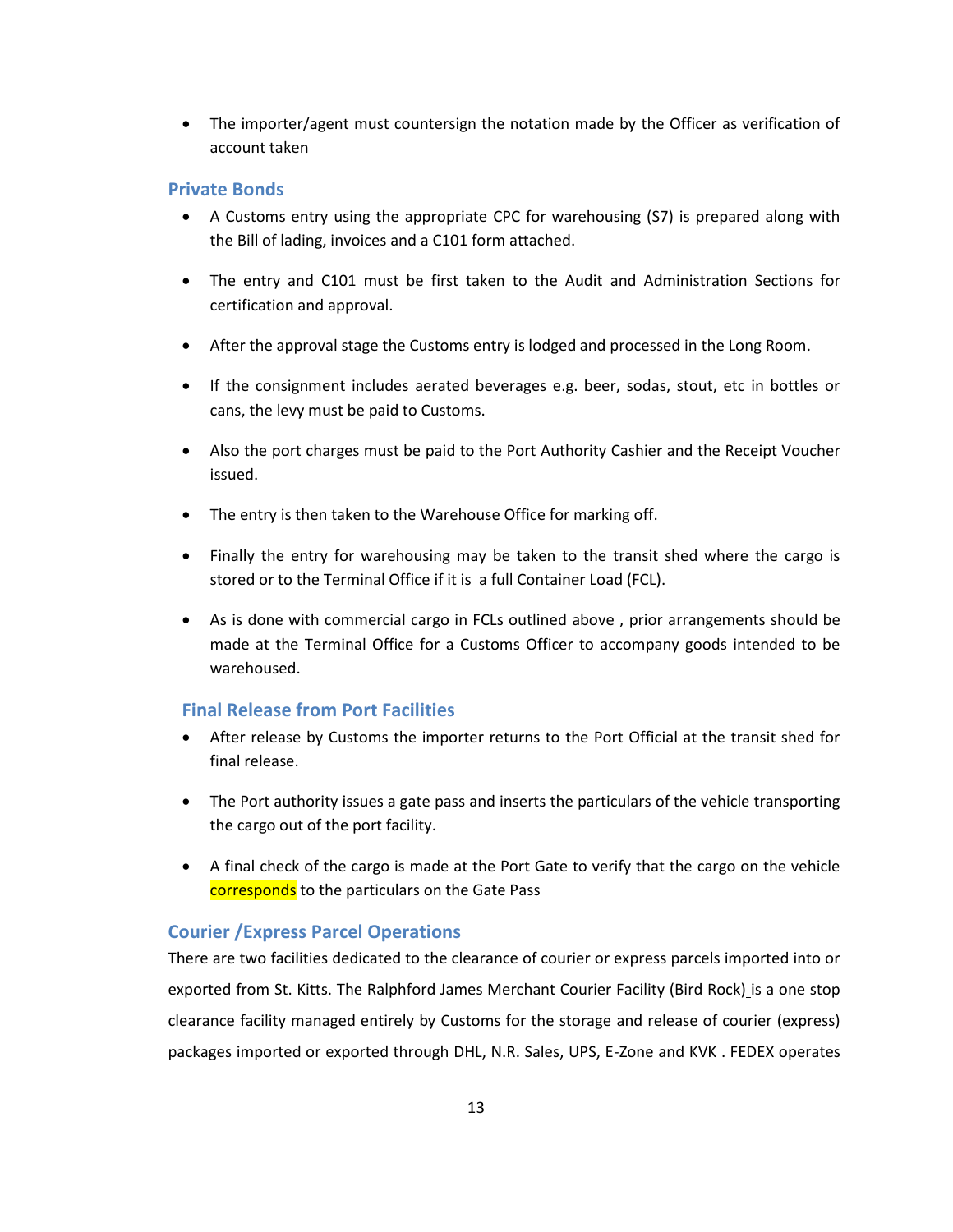- The importer/agent must countersign the notation made by the Officer as verification of account taken

## Private Bonds

- A Customs entry using the appropriate CPC for warehousing (S7) is prepared along with the Bill of lading, invoices and a C101 form attached.
- The entry and C101 must be first taken to the Audit and Administration Sections for certification and approval.
- After the approval stage the Customs entry is lodged and processed in the Long Room.
- If the consignment includes aerated beverages e.g. beer, sodas, stout, etc in bottles or cans, the levy must be paid to Customs.
- Also the port charges must be paid to the Port Authority Cashier and the Receipt Voucher issued.
- The entry is then taken to the Warehouse Office for marking off.
- Finally the entry for warehousing may be taken to the transit shed where the cargo is stored or to the Terminal Office if it is a full Container Load (FCL).
- As is done with commercial cargo in FCLs outlined above , prior arrangements should be made at the Terminal Office for a Customs Officer to accompany goods intended to be warehoused.

## Final Release from Port Facilities

- After release by Customs the importer returns to the Port Official at the transit shed for final release.
- The Port authority issues a gate pass and inserts the particulars of the vehicle transporting the cargo out of the port facility.
- A final check of the cargo is made at the Port Gate to verify that the cargo on the vehicle corresponds to the particulars on the Gate Pass

## Courier /Express Parcel Operations

There are two facilities dedicated to the clearance of courier or express parcels imported into or exported from St. Kitts. The Ralphford James Merchant Courier Facility (Bird Rock) is a one stop clearance facility managed entirely by Customs for the storage and release of courier (express) packages imported or exported through DHL, N.R. Sales, UPS, E-Zone and KVK . FEDEX operates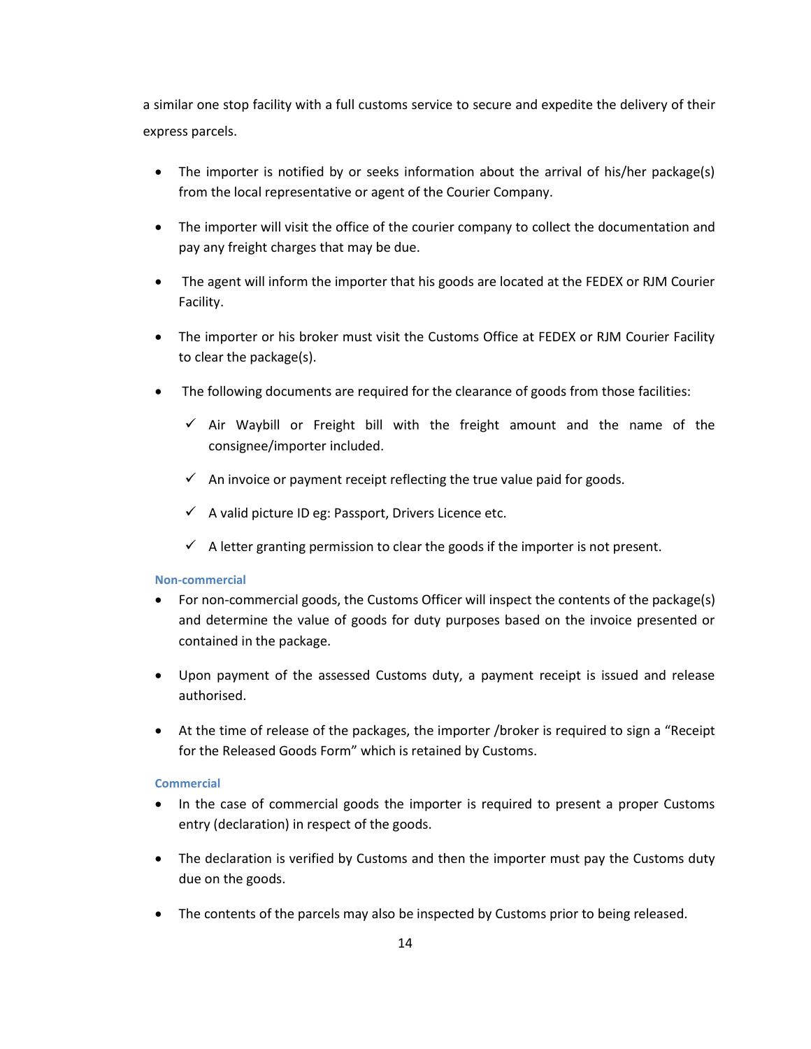a similar one stop facility with a full customs service to secure and expedite the delivery of their express parcels.

- The importer is notified by or seeks information about the arrival of his/her package(s) from the local representative or agent of the Courier Company.
- The importer will visit the office of the courier company to collect the documentation and pay any freight charges that may be due.
- The agent will inform the importer that his goods are located at the FEDEX or RJM Courier Facility.
- The importer or his broker must visit the Customs Office at FEDEX or RJM Courier Facility to clear the package(s).
- The following documents are required for the clearance of goods from those facilities:
  - ✓ Air Waybill or Freight bill with the freight amount and the name of the consignee/importer included.
  - ✓ An invoice or payment receipt reflecting the true value paid for goods.
  - ✓ A valid picture ID eg: Passport, Drivers Licence etc.
  - ✓ A letter granting permission to clear the goods if the importer is not present.

#### Non-commercial

- For non-commercial goods, the Customs Officer will inspect the contents of the package(s) and determine the value of goods for duty purposes based on the invoice presented or contained in the package.
- Upon payment of the assessed Customs duty, a payment receipt is issued and release authorised.
- At the time of release of the packages, the importer /broker is required to sign a "Receipt for the Released Goods Form" which is retained by Customs.

#### Commercial

- In the case of commercial goods the importer is required to present a proper Customs entry (declaration) in respect of the goods.
- The declaration is verified by Customs and then the importer must pay the Customs duty due on the goods.
- The contents of the parcels may also be inspected by Customs prior to being released.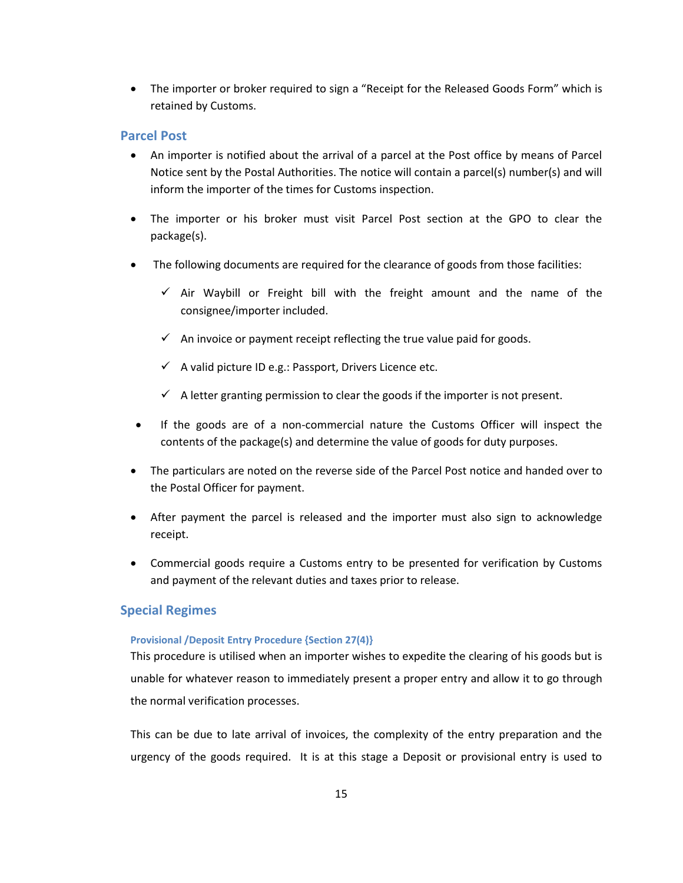- The importer or broker required to sign a "Receipt for the Released Goods Form" which is retained by Customs.

## Parcel Post

- An importer is notified about the arrival of a parcel at the Post office by means of Parcel Notice sent by the Postal Authorities. The notice will contain a parcel(s) number(s) and will inform the importer of the times for Customs inspection.

- The importer or his broker must visit Parcel Post section at the GPO to clear the package(s).

- The following documents are required for the clearance of goods from those facilities:

  - ✓ Air Waybill or Freight bill with the freight amount and the name of the consignee/importer included.

  - ✓ An invoice or payment receipt reflecting the true value paid for goods.

  - ✓ A valid picture ID e.g.: Passport, Drivers Licence etc.

  - ✓ A letter granting permission to clear the goods if the importer is not present.

- If the goods are of a non-commercial nature the Customs Officer will inspect the contents of the package(s) and determine the value of goods for duty purposes.

- The particulars are noted on the reverse side of the Parcel Post notice and handed over to the Postal Officer for payment.

- After payment the parcel is released and the importer must also sign to acknowledge receipt.

- Commercial goods require a Customs entry to be presented for verification by Customs and payment of the relevant duties and taxes prior to release.

## Special Regimes

### Provisional /Deposit Entry Procedure {Section 27(4)}

This procedure is utilised when an importer wishes to expedite the clearing of his goods but is unable for whatever reason to immediately present a proper entry and allow it to go through the normal verification processes.

This can be due to late arrival of invoices, the complexity of the entry preparation and the urgency of the goods required. It is at this stage a Deposit or provisional entry is used to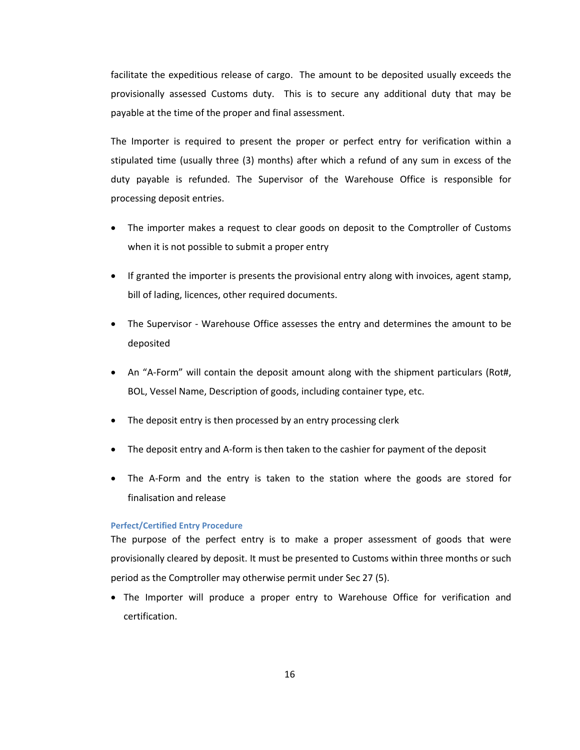facilitate the expeditious release of cargo. The amount to be deposited usually exceeds the provisionally assessed Customs duty. This is to secure any additional duty that may be payable at the time of the proper and final assessment.

The Importer is required to present the proper or perfect entry for verification within a stipulated time (usually three (3) months) after which a refund of any sum in excess of the duty payable is refunded. The Supervisor of the Warehouse Office is responsible for processing deposit entries.

- The importer makes a request to clear goods on deposit to the Comptroller of Customs when it is not possible to submit a proper entry
- If granted the importer is presents the provisional entry along with invoices, agent stamp, bill of lading, licences, other required documents.
- The Supervisor - Warehouse Office assesses the entry and determines the amount to be deposited
- An "A-Form" will contain the deposit amount along with the shipment particulars (Rot#, BOL, Vessel Name, Description of goods, including container type, etc.
- The deposit entry is then processed by an entry processing clerk
- The deposit entry and A-form is then taken to the cashier for payment of the deposit
- The A-Form and the entry is taken to the station where the goods are stored for finalisation and release

#### Perfect/Certified Entry Procedure

The purpose of the perfect entry is to make a proper assessment of goods that were provisionally cleared by deposit. It must be presented to Customs within three months or such period as the Comptroller may otherwise permit under Sec 27 (5).

- The Importer will produce a proper entry to Warehouse Office for verification and certification.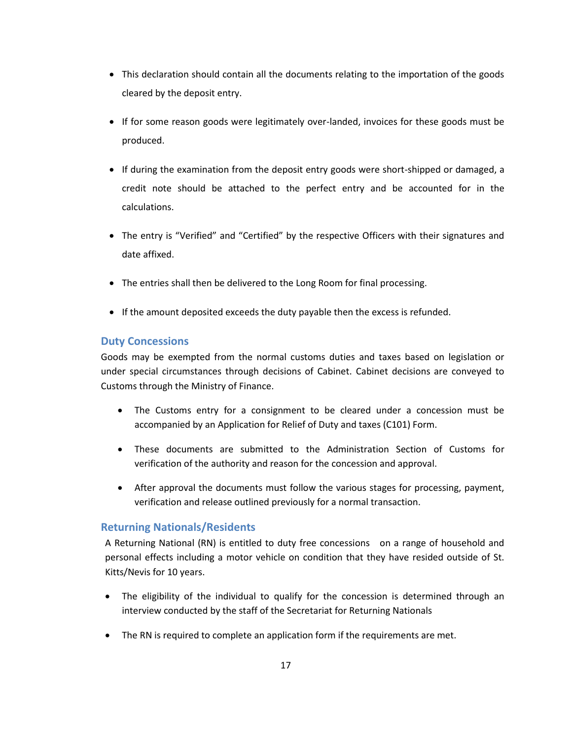- This declaration should contain all the documents relating to the importation of the goods cleared by the deposit entry.
- If for some reason goods were legitimately over-landed, invoices for these goods must be produced.
- If during the examination from the deposit entry goods were short-shipped or damaged, a credit note should be attached to the perfect entry and be accounted for in the calculations.
- The entry is "Verified" and "Certified" by the respective Officers with their signatures and date affixed.
- The entries shall then be delivered to the Long Room for final processing.
- If the amount deposited exceeds the duty payable then the excess is refunded.

## Duty Concessions

Goods may be exempted from the normal customs duties and taxes based on legislation or under special circumstances through decisions of Cabinet. Cabinet decisions are conveyed to Customs through the Ministry of Finance.

- The Customs entry for a consignment to be cleared under a concession must be accompanied by an Application for Relief of Duty and taxes (C101) Form.
- These documents are submitted to the Administration Section of Customs for verification of the authority and reason for the concession and approval.
- After approval the documents must follow the various stages for processing, payment, verification and release outlined previously for a normal transaction.

## Returning Nationals/Residents

A Returning National (RN) is entitled to duty free concessions on a range of household and personal effects including a motor vehicle on condition that they have resided outside of St. Kitts/Nevis for 10 years.

- The eligibility of the individual to qualify for the concession is determined through an interview conducted by the staff of the Secretariat for Returning Nationals
- The RN is required to complete an application form if the requirements are met.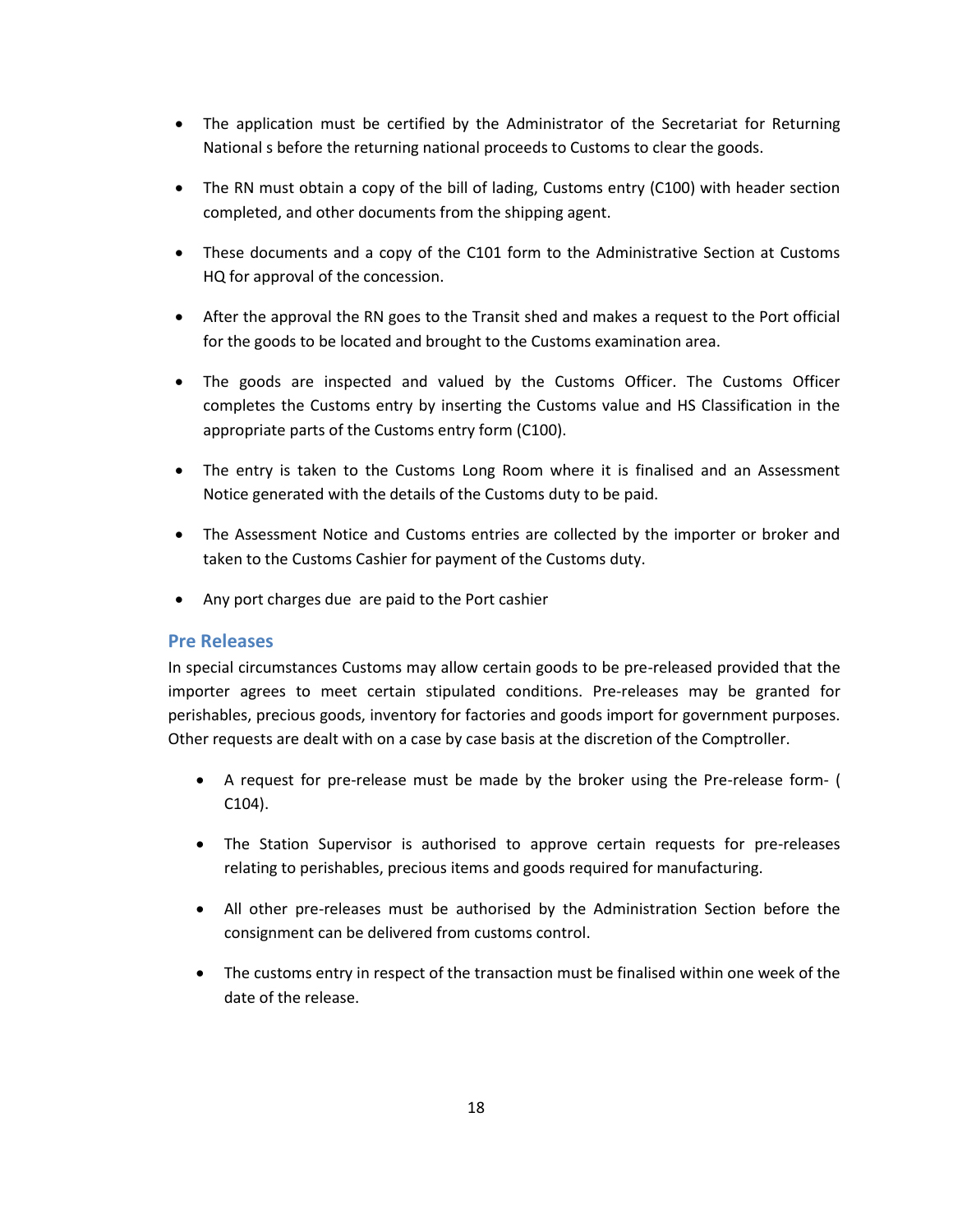- The application must be certified by the Administrator of the Secretariat for Returning National s before the returning national proceeds to Customs to clear the goods.

- The RN must obtain a copy of the bill of lading, Customs entry (C100) with header section completed, and other documents from the shipping agent.

- These documents and a copy of the C101 form to the Administrative Section at Customs HQ for approval of the concession.

- After the approval the RN goes to the Transit shed and makes a request to the Port official for the goods to be located and brought to the Customs examination area.

- The goods are inspected and valued by the Customs Officer. The Customs Officer completes the Customs entry by inserting the Customs value and HS Classification in the appropriate parts of the Customs entry form (C100).

- The entry is taken to the Customs Long Room where it is finalised and an Assessment Notice generated with the details of the Customs duty to be paid.

- The Assessment Notice and Customs entries are collected by the importer or broker and taken to the Customs Cashier for payment of the Customs duty.

- Any port charges due are paid to the Port cashier

## Pre Releases

In special circumstances Customs may allow certain goods to be pre-released provided that the importer agrees to meet certain stipulated conditions. Pre-releases may be granted for perishables, precious goods, inventory for factories and goods import for government purposes. Other requests are dealt with on a case by case basis at the discretion of the Comptroller.

- A request for pre-release must be made by the broker using the Pre-release form- ( C104).

- The Station Supervisor is authorised to approve certain requests for pre-releases relating to perishables, precious items and goods required for manufacturing.

- All other pre-releases must be authorised by the Administration Section before the consignment can be delivered from customs control.

- The customs entry in respect of the transaction must be finalised within one week of the date of the release.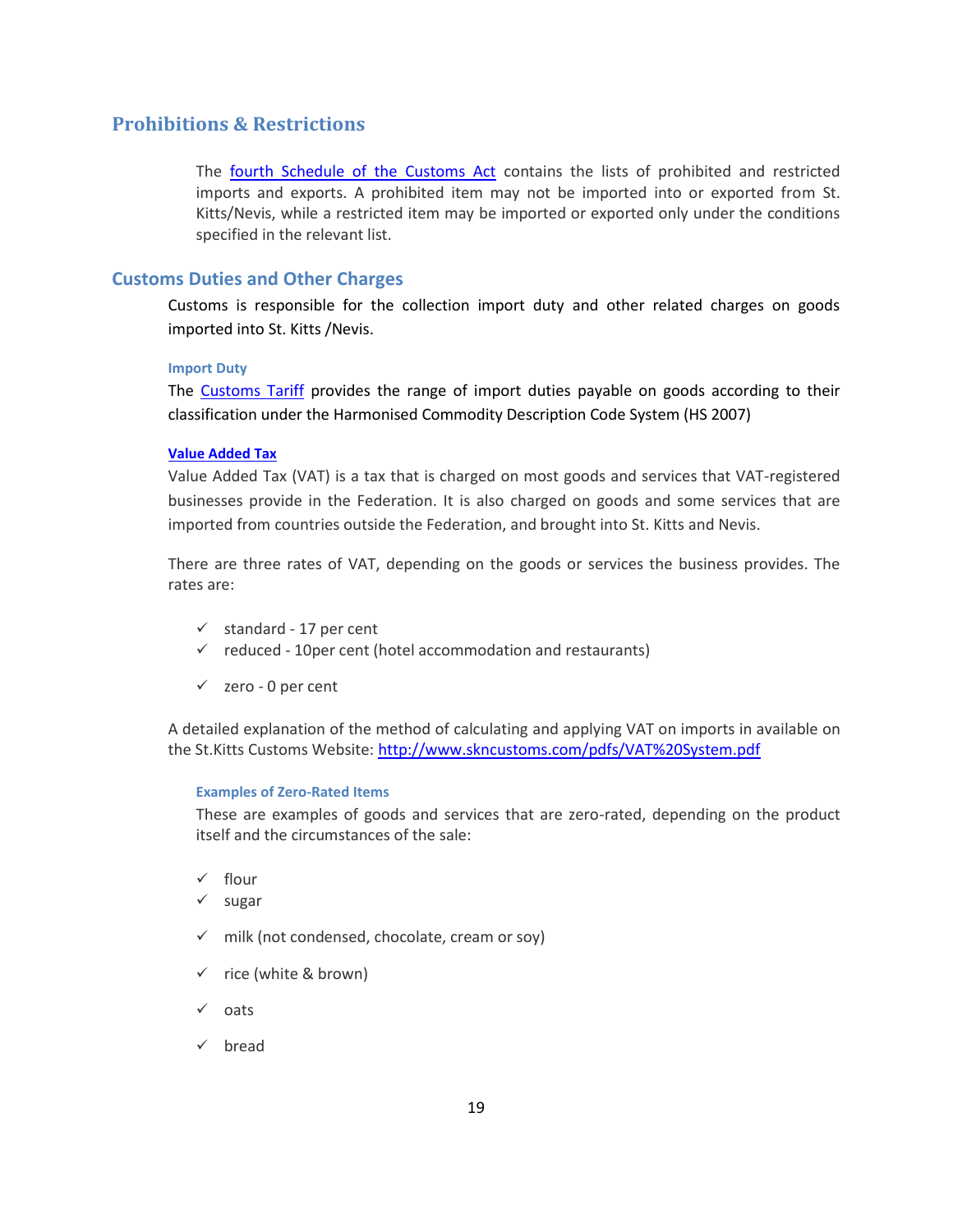## Prohibitions & Restrictions

The fourth Schedule of the Customs Act contains the lists of prohibited and restricted imports and exports. A prohibited item may not be imported into or exported from St. Kitts/Nevis, while a restricted item may be imported or exported only under the conditions specified in the relevant list.

## Customs Duties and Other Charges

Customs is responsible for the collection import duty and other related charges on goods imported into St. Kitts /Nevis.

### Import Duty

The Customs Tariff provides the range of import duties payable on goods according to their classification under the Harmonised Commodity Description Code System (HS 2007)

### Value Added Tax

Value Added Tax (VAT) is a tax that is charged on most goods and services that VAT-registered businesses provide in the Federation. It is also charged on goods and some services that are imported from countries outside the Federation, and brought into St. Kitts and Nevis.

There are three rates of VAT, depending on the goods or services the business provides. The rates are:

- ✓ standard - 17 per cent
- ✓ reduced - 10per cent (hotel accommodation and restaurants)
- ✓ zero - 0 per cent

A detailed explanation of the method of calculating and applying VAT on imports in available on the St.Kitts Customs Website: http://www.skncustoms.com/pdfs/VAT%20System.pdf

#### Examples of Zero-Rated Items

These are examples of goods and services that are zero-rated, depending on the product itself and the circumstances of the sale:

- ✓ flour
- ✓ sugar
- ✓ milk (not condensed, chocolate, cream or soy)
- ✓ rice (white & brown)
- ✓ oats
- ✓ bread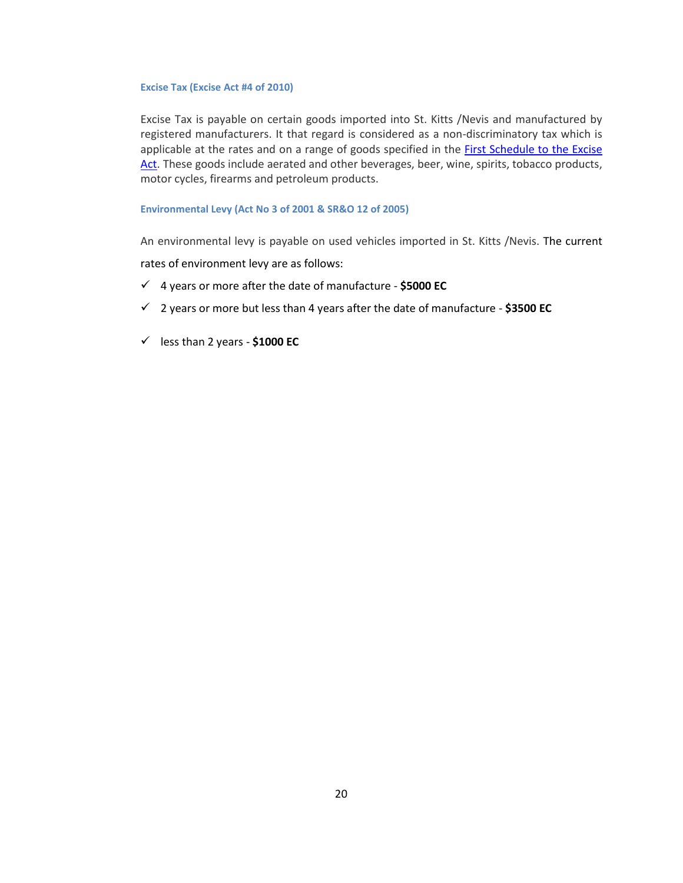#### Excise Tax (Excise Act #4 of 2010)

Excise Tax is payable on certain goods imported into St. Kitts /Nevis and manufactured by registered manufacturers. It that regard is considered as a non-discriminatory tax which is applicable at the rates and on a range of goods specified in the First Schedule to the Excise Act. These goods include aerated and other beverages, beer, wine, spirits, tobacco products, motor cycles, firearms and petroleum products.

#### Environmental Levy (Act No 3 of 2001 & SR&O 12 of 2005)

An environmental levy is payable on used vehicles imported in St. Kitts /Nevis. The current rates of environment levy are as follows:

- ✓ 4 years or more after the date of manufacture - **$5000 EC**
- ✓ 2 years or more but less than 4 years after the date of manufacture - **$3500 EC**
- ✓ less than 2 years - **$1000 EC**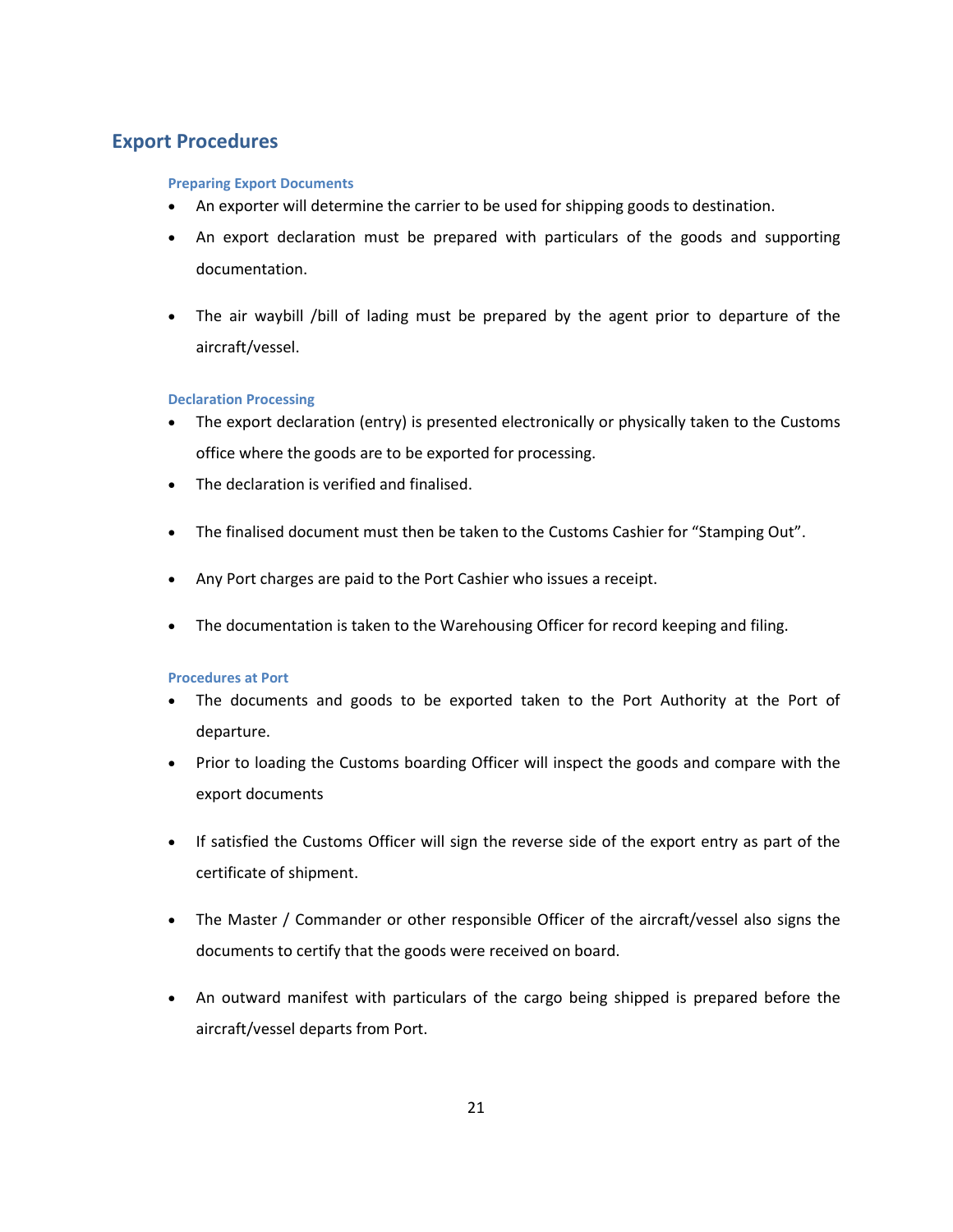## Export Procedures

#### Preparing Export Documents

- An exporter will determine the carrier to be used for shipping goods to destination.
- An export declaration must be prepared with particulars of the goods and supporting documentation.
- The air waybill /bill of lading must be prepared by the agent prior to departure of the aircraft/vessel.

#### Declaration Processing

- The export declaration (entry) is presented electronically or physically taken to the Customs office where the goods are to be exported for processing.
- The declaration is verified and finalised.
- The finalised document must then be taken to the Customs Cashier for "Stamping Out".
- Any Port charges are paid to the Port Cashier who issues a receipt.
- The documentation is taken to the Warehousing Officer for record keeping and filing.

#### Procedures at Port

- The documents and goods to be exported taken to the Port Authority at the Port of departure.
- Prior to loading the Customs boarding Officer will inspect the goods and compare with the export documents
- If satisfied the Customs Officer will sign the reverse side of the export entry as part of the certificate of shipment.
- The Master / Commander or other responsible Officer of the aircraft/vessel also signs the documents to certify that the goods were received on board.
- An outward manifest with particulars of the cargo being shipped is prepared before the aircraft/vessel departs from Port.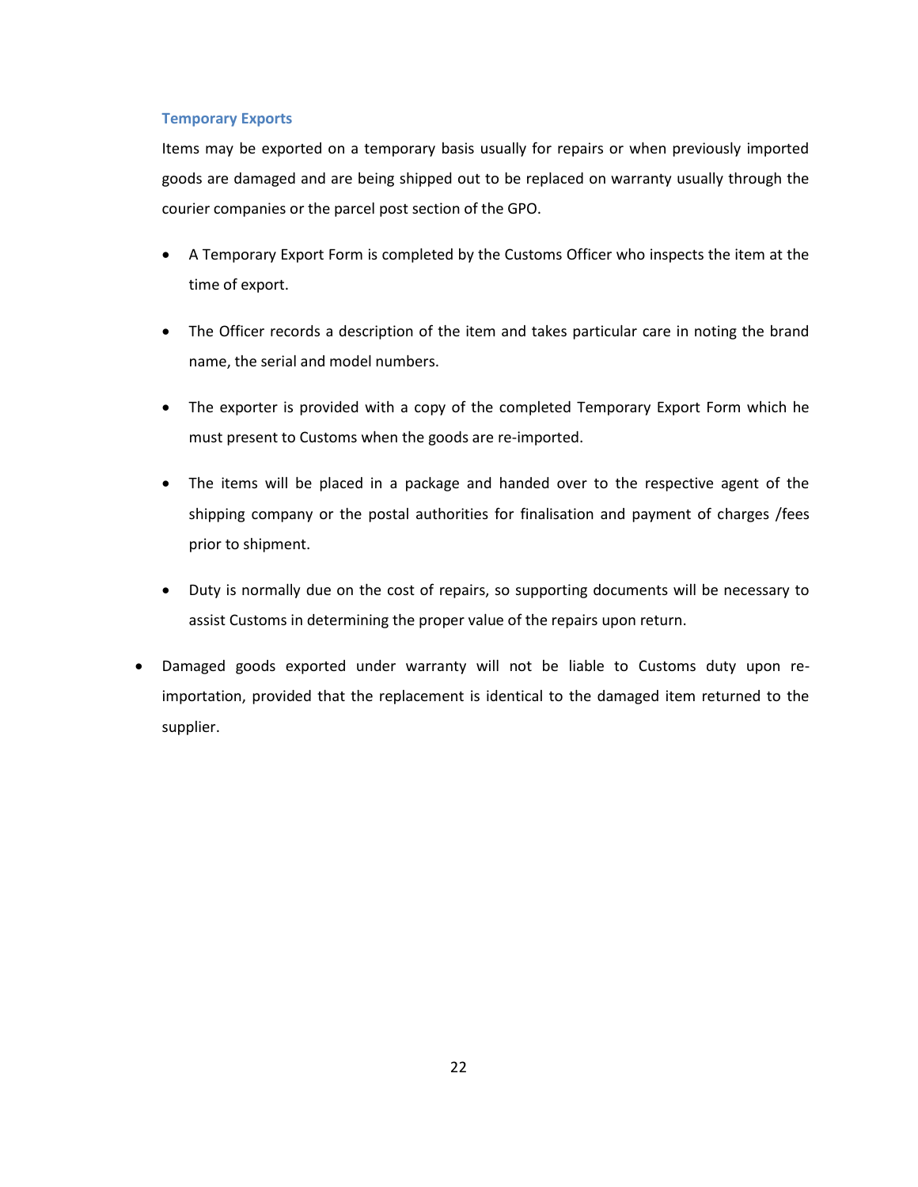### Temporary Exports

Items may be exported on a temporary basis usually for repairs or when previously imported goods are damaged and are being shipped out to be replaced on warranty usually through the courier companies or the parcel post section of the GPO.

- A Temporary Export Form is completed by the Customs Officer who inspects the item at the time of export.
- The Officer records a description of the item and takes particular care in noting the brand name, the serial and model numbers.
- The exporter is provided with a copy of the completed Temporary Export Form which he must present to Customs when the goods are re-imported.
- The items will be placed in a package and handed over to the respective agent of the shipping company or the postal authorities for finalisation and payment of charges /fees prior to shipment.
- Duty is normally due on the cost of repairs, so supporting documents will be necessary to assist Customs in determining the proper value of the repairs upon return.

- Damaged goods exported under warranty will not be liable to Customs duty upon re-importation, provided that the replacement is identical to the damaged item returned to the supplier.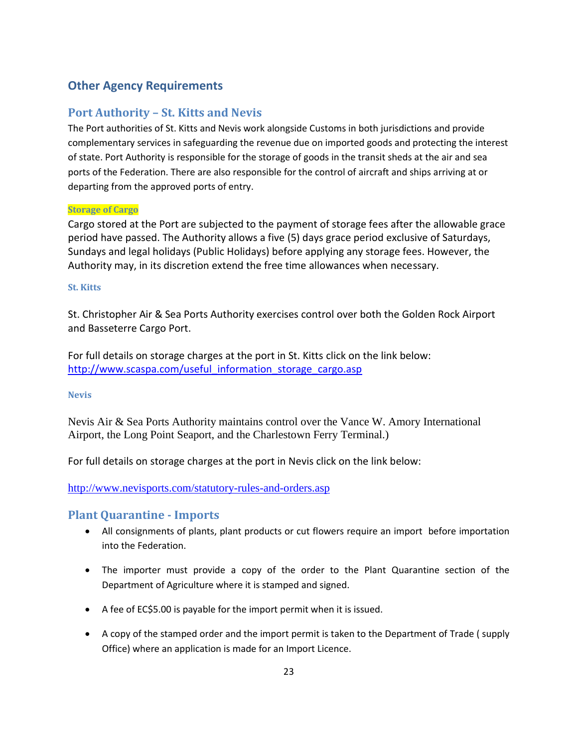## Other Agency Requirements

### Port Authority – St. Kitts and Nevis

The Port authorities of St. Kitts and Nevis work alongside Customs in both jurisdictions and provide complementary services in safeguarding the revenue due on imported goods and protecting the interest of state. Port Authority is responsible for the storage of goods in the transit sheds at the air and sea ports of the Federation. There are also responsible for the control of aircraft and ships arriving at or departing from the approved ports of entry.

#### Storage of Cargo

Cargo stored at the Port are subjected to the payment of storage fees after the allowable grace period have passed. The Authority allows a five (5) days grace period exclusive of Saturdays, Sundays and legal holidays (Public Holidays) before applying any storage fees. However, the Authority may, in its discretion extend the free time allowances when necessary.

#### St. Kitts

St. Christopher Air & Sea Ports Authority exercises control over both the Golden Rock Airport and Basseterre Cargo Port.

For full details on storage charges at the port in St. Kitts click on the link below:
http://www.scaspa.com/useful_information_storage_cargo.asp

#### Nevis

Nevis Air & Sea Ports Authority maintains control over the Vance W. Amory International Airport, the Long Point Seaport, and the Charlestown Ferry Terminal.)

For full details on storage charges at the port in Nevis click on the link below:

http://www.nevisports.com/statutory-rules-and-orders.asp

### Plant Quarantine - Imports

- All consignments of plants, plant products or cut flowers require an import before importation into the Federation.
- The importer must provide a copy of the order to the Plant Quarantine section of the Department of Agriculture where it is stamped and signed.
- A fee of EC$5.00 is payable for the import permit when it is issued.
- A copy of the stamped order and the import permit is taken to the Department of Trade ( supply Office) where an application is made for an Import Licence.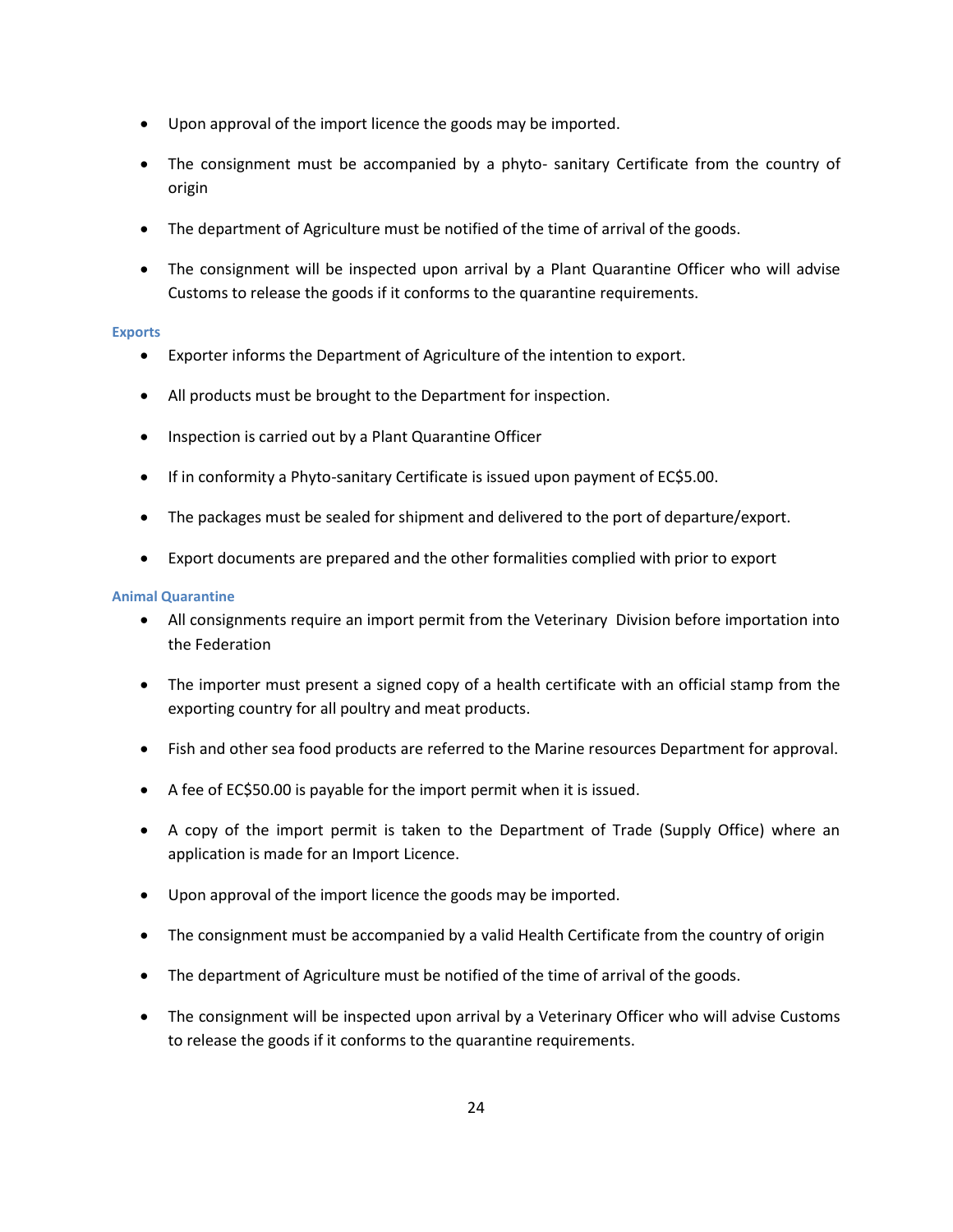- Upon approval of the import licence the goods may be imported.
- The consignment must be accompanied by a phyto- sanitary Certificate from the country of origin
- The department of Agriculture must be notified of the time of arrival of the goods.
- The consignment will be inspected upon arrival by a Plant Quarantine Officer who will advise Customs to release the goods if it conforms to the quarantine requirements.

### Exports

- Exporter informs the Department of Agriculture of the intention to export.
- All products must be brought to the Department for inspection.
- Inspection is carried out by a Plant Quarantine Officer
- If in conformity a Phyto-sanitary Certificate is issued upon payment of EC$5.00.
- The packages must be sealed for shipment and delivered to the port of departure/export.
- Export documents are prepared and the other formalities complied with prior to export

### Animal Quarantine

- All consignments require an import permit from the Veterinary Division before importation into the Federation
- The importer must present a signed copy of a health certificate with an official stamp from the exporting country for all poultry and meat products.
- Fish and other sea food products are referred to the Marine resources Department for approval.
- A fee of EC$50.00 is payable for the import permit when it is issued.
- A copy of the import permit is taken to the Department of Trade (Supply Office) where an application is made for an Import Licence.
- Upon approval of the import licence the goods may be imported.
- The consignment must be accompanied by a valid Health Certificate from the country of origin
- The department of Agriculture must be notified of the time of arrival of the goods.
- The consignment will be inspected upon arrival by a Veterinary Officer who will advise Customs to release the goods if it conforms to the quarantine requirements.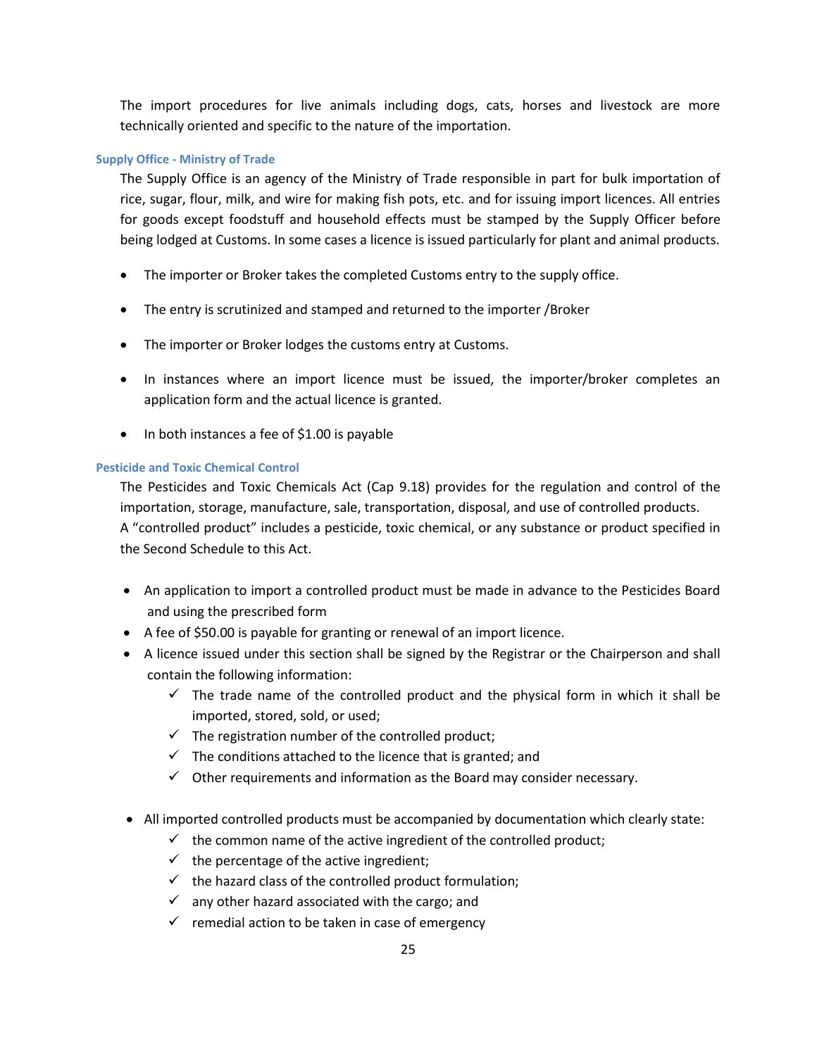The import procedures for live animals including dogs, cats, horses and livestock are more technically oriented and specific to the nature of the importation.

### Supply Office - Ministry of Trade

The Supply Office is an agency of the Ministry of Trade responsible in part for bulk importation of rice, sugar, flour, milk, and wire for making fish pots, etc. and for issuing import licences. All entries for goods except foodstuff and household effects must be stamped by the Supply Officer before being lodged at Customs. In some cases a licence is issued particularly for plant and animal products.

- The importer or Broker takes the completed Customs entry to the supply office.
- The entry is scrutinized and stamped and returned to the importer /Broker
- The importer or Broker lodges the customs entry at Customs.
- In instances where an import licence must be issued, the importer/broker completes an application form and the actual licence is granted.
- In both instances a fee of $1.00 is payable

### Pesticide and Toxic Chemical Control

The Pesticides and Toxic Chemicals Act (Cap 9.18) provides for the regulation and control of the importation, storage, manufacture, sale, transportation, disposal, and use of controlled products. A "controlled product" includes a pesticide, toxic chemical, or any substance or product specified in the Second Schedule to this Act.

- An application to import a controlled product must be made in advance to the Pesticides Board and using the prescribed form
- A fee of $50.00 is payable for granting or renewal of an import licence.
- A licence issued under this section shall be signed by the Registrar or the Chairperson and shall contain the following information:
  - ✓ The trade name of the controlled product and the physical form in which it shall be imported, stored, sold, or used;
  - ✓ The registration number of the controlled product;
  - ✓ The conditions attached to the licence that is granted; and
  - ✓ Other requirements and information as the Board may consider necessary.

- All imported controlled products must be accompanied by documentation which clearly state:
  - ✓ the common name of the active ingredient of the controlled product;
  - ✓ the percentage of the active ingredient;
  - ✓ the hazard class of the controlled product formulation;
  - ✓ any other hazard associated with the cargo; and
  - ✓ remedial action to be taken in case of emergency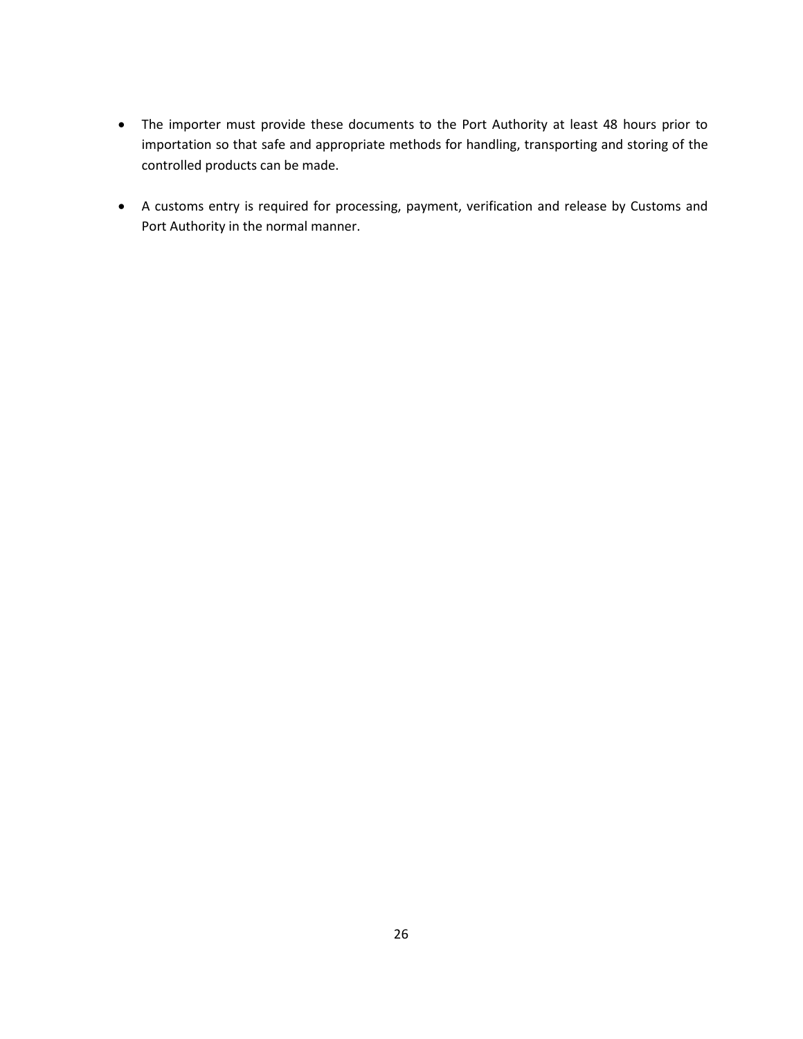- The importer must provide these documents to the Port Authority at least 48 hours prior to importation so that safe and appropriate methods for handling, transporting and storing of the controlled products can be made.

- A customs entry is required for processing, payment, verification and release by Customs and Port Authority in the normal manner.